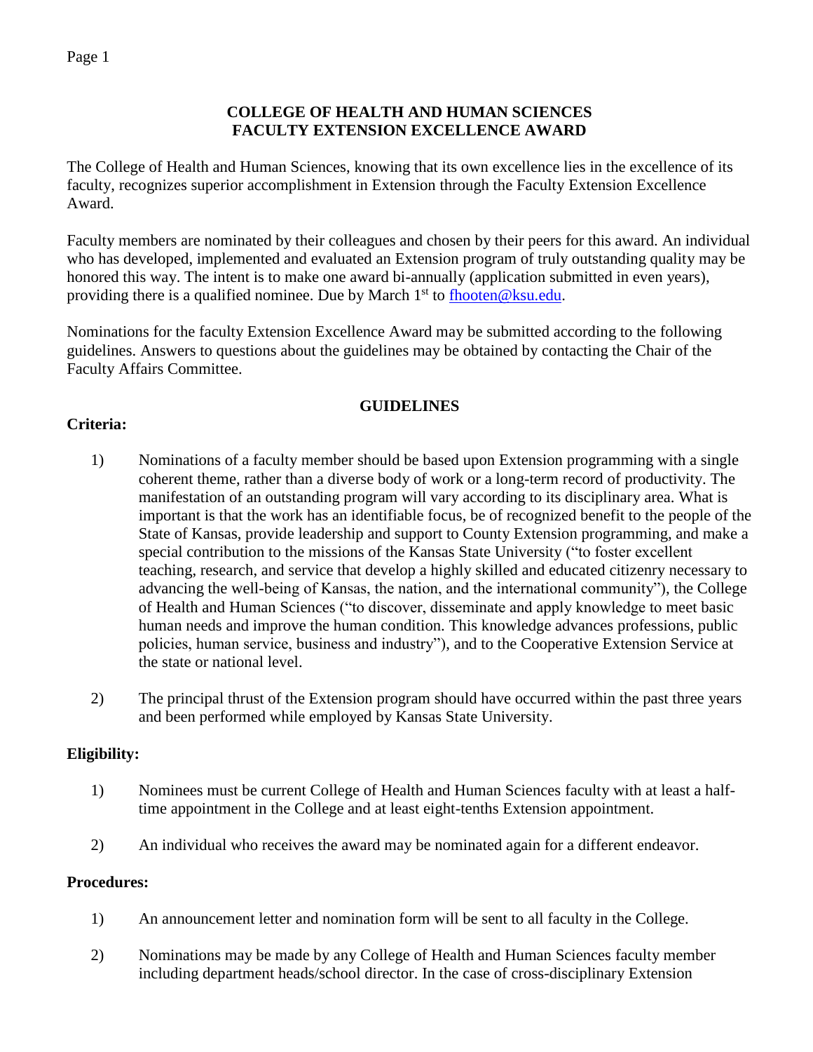# COLLEGE OF HEALTH AND HUMAN SCIENCES
# FACULTY EXTENSION EXCELLENCE AWARD

The College of Health and Human Sciences, knowing that its own excellence lies in the excellence of its faculty, recognizes superior accomplishment in Extension through the Faculty Extension Excellence Award.

Faculty members are nominated by their colleagues and chosen by their peers for this award. An individual who has developed, implemented and evaluated an Extension program of truly outstanding quality may be honored this way. The intent is to make one award bi-annually (application submitted in even years), providing there is a qualified nominee. Due by March 1st to fhooten@ksu.edu.

Nominations for the faculty Extension Excellence Award may be submitted according to the following guidelines. Answers to questions about the guidelines may be obtained by contacting the Chair of the Faculty Affairs Committee.

## GUIDELINES

**Criteria:**

1) Nominations of a faculty member should be based upon Extension programming with a single coherent theme, rather than a diverse body of work or a long-term record of productivity. The manifestation of an outstanding program will vary according to its disciplinary area. What is important is that the work has an identifiable focus, be of recognized benefit to the people of the State of Kansas, provide leadership and support to County Extension programming, and make a special contribution to the missions of the Kansas State University ("to foster excellent teaching, research, and service that develop a highly skilled and educated citizenry necessary to advancing the well-being of Kansas, the nation, and the international community"), the College of Health and Human Sciences ("to discover, disseminate and apply knowledge to meet basic human needs and improve the human condition. This knowledge advances professions, public policies, human service, business and industry"), and to the Cooperative Extension Service at the state or national level.

2) The principal thrust of the Extension program should have occurred within the past three years and been performed while employed by Kansas State University.

**Eligibility:**

1) Nominees must be current College of Health and Human Sciences faculty with at least a half-time appointment in the College and at least eight-tenths Extension appointment.

2) An individual who receives the award may be nominated again for a different endeavor.

**Procedures:**

1) An announcement letter and nomination form will be sent to all faculty in the College.

2) Nominations may be made by any College of Health and Human Sciences faculty member including department heads/school director. In the case of cross-disciplinary Extension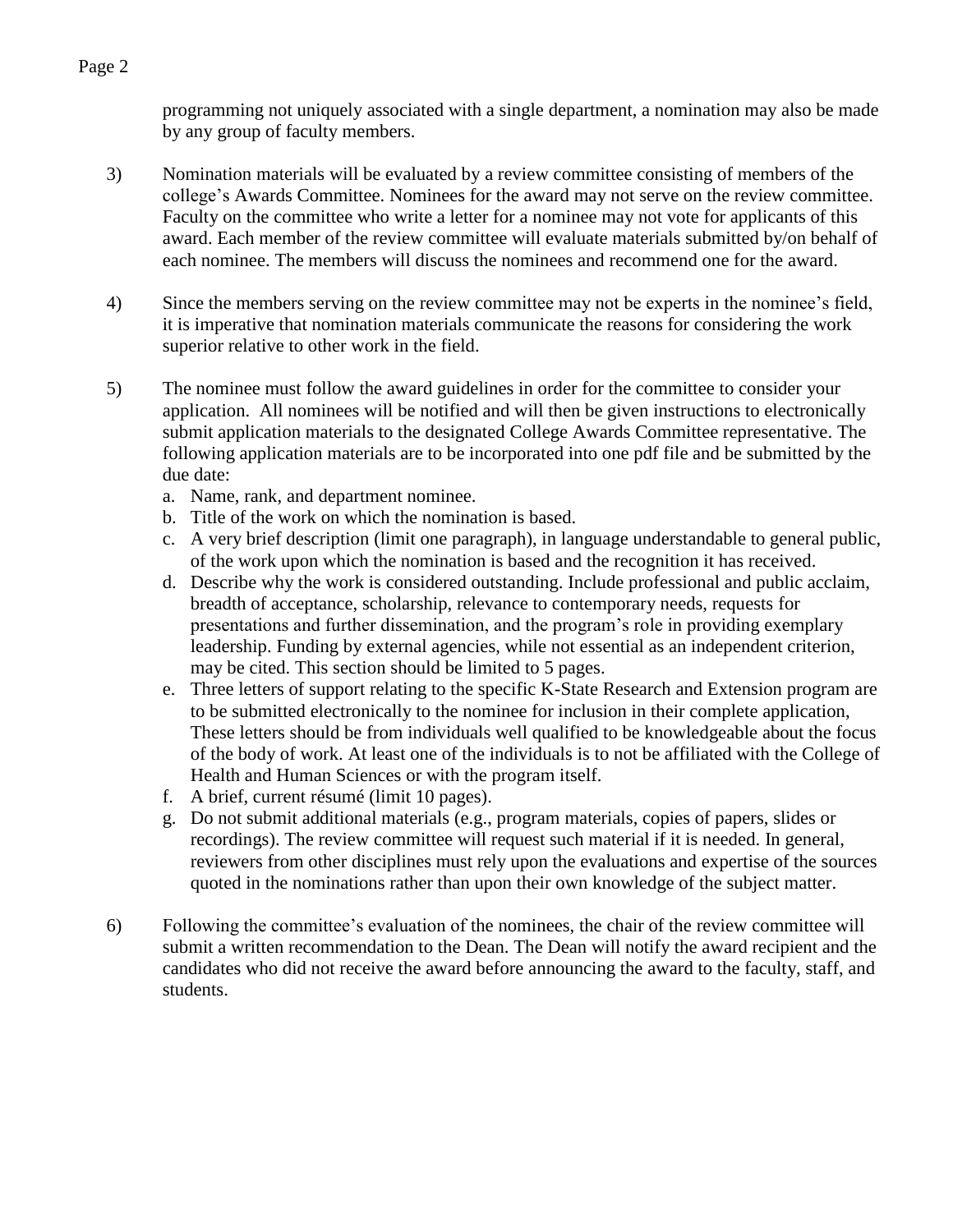programming not uniquely associated with a single department, a nomination may also be made by any group of faculty members.

3) Nomination materials will be evaluated by a review committee consisting of members of the college's Awards Committee. Nominees for the award may not serve on the review committee. Faculty on the committee who write a letter for a nominee may not vote for applicants of this award. Each member of the review committee will evaluate materials submitted by/on behalf of each nominee. The members will discuss the nominees and recommend one for the award.

4) Since the members serving on the review committee may not be experts in the nominee's field, it is imperative that nomination materials communicate the reasons for considering the work superior relative to other work in the field.

5) The nominee must follow the award guidelines in order for the committee to consider your application. All nominees will be notified and will then be given instructions to electronically submit application materials to the designated College Awards Committee representative. The following application materials are to be incorporated into one pdf file and be submitted by the due date:
   a. Name, rank, and department nominee.
   b. Title of the work on which the nomination is based.
   c. A very brief description (limit one paragraph), in language understandable to general public, of the work upon which the nomination is based and the recognition it has received.
   d. Describe why the work is considered outstanding. Include professional and public acclaim, breadth of acceptance, scholarship, relevance to contemporary needs, requests for presentations and further dissemination, and the program's role in providing exemplary leadership. Funding by external agencies, while not essential as an independent criterion, may be cited. This section should be limited to 5 pages.
   e. Three letters of support relating to the specific K-State Research and Extension program are to be submitted electronically to the nominee for inclusion in their complete application, These letters should be from individuals well qualified to be knowledgeable about the focus of the body of work. At least one of the individuals is to not be affiliated with the College of Health and Human Sciences or with the program itself.
   f. A brief, current résumé (limit 10 pages).
   g. Do not submit additional materials (e.g., program materials, copies of papers, slides or recordings). The review committee will request such material if it is needed. In general, reviewers from other disciplines must rely upon the evaluations and expertise of the sources quoted in the nominations rather than upon their own knowledge of the subject matter.

6) Following the committee's evaluation of the nominees, the chair of the review committee will submit a written recommendation to the Dean. The Dean will notify the award recipient and the candidates who did not receive the award before announcing the award to the faculty, staff, and students.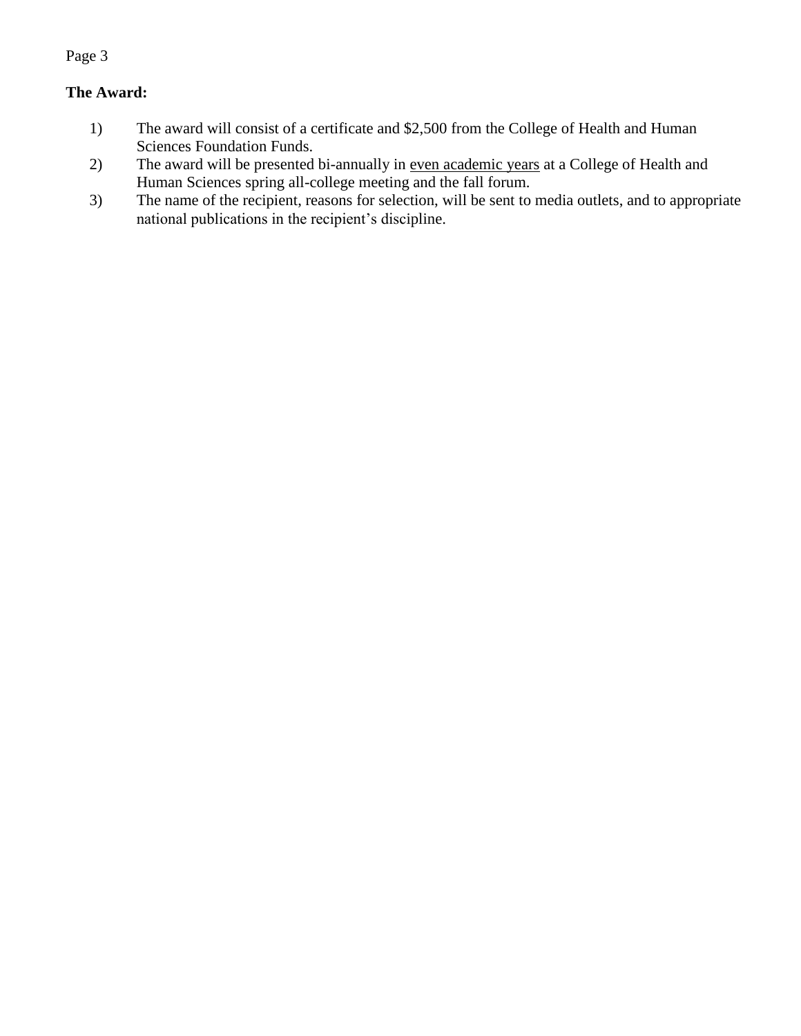**The Award:**

1) The award will consist of a certificate and $2,500 from the College of Health and Human Sciences Foundation Funds.
2) The award will be presented bi-annually in <u>even academic years</u> at a College of Health and Human Sciences spring all-college meeting and the fall forum.
3) The name of the recipient, reasons for selection, will be sent to media outlets, and to appropriate national publications in the recipient's discipline.